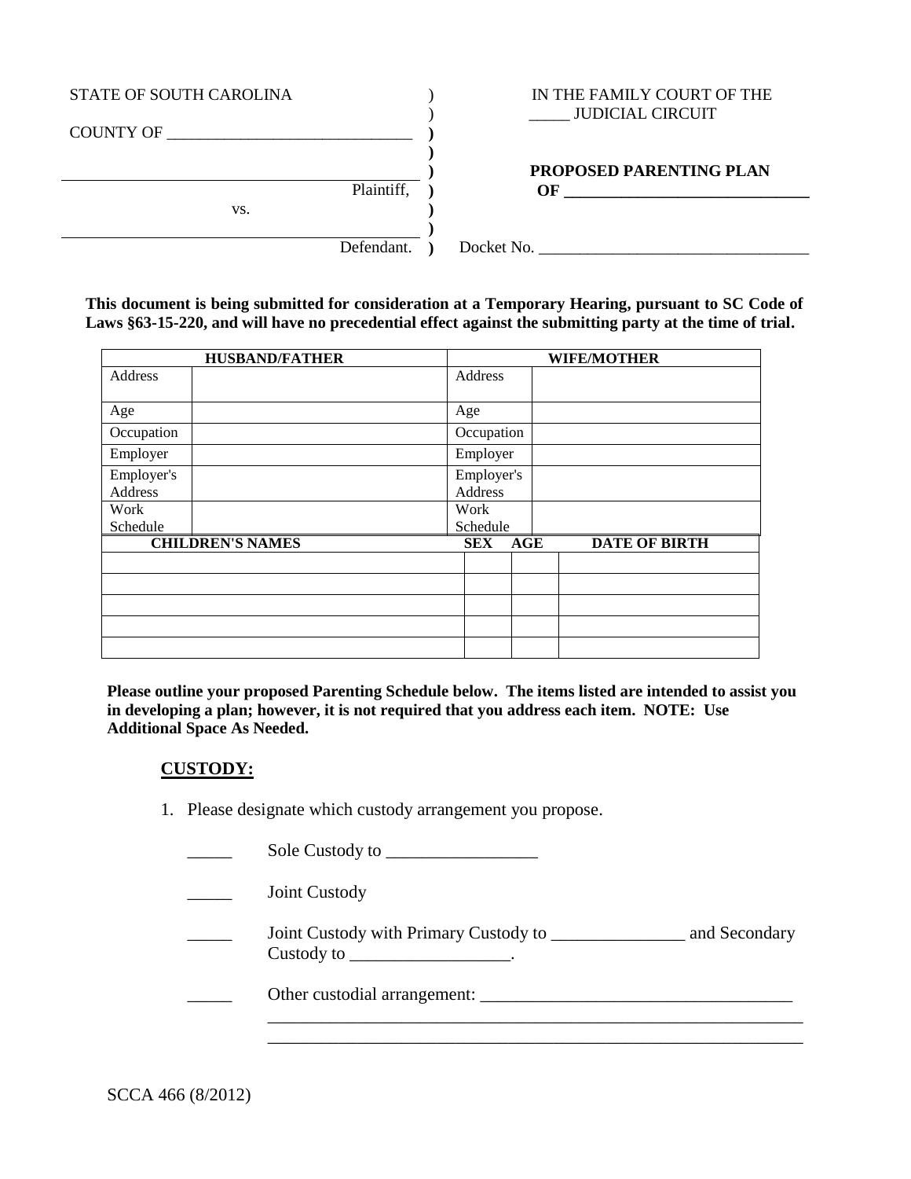| | | |
|---|---|---|
| STATE OF SOUTH CAROLINA | ) | IN THE FAMILY COURT OF THE |
| | ) | _____ JUDICIAL CIRCUIT |
| COUNTY OF ______________________________ | ) | |
| | ) | |
| ____________________________________________ | ) | **PROPOSED PARENTING PLAN** |
| Plaintiff, | ) | **OF ______________________________** |
| vs. | ) | |
| ____________________________________________ | ) | |
| Defendant. | ) | Docket No. _________________________________ |

**This document is being submitted for consideration at a Temporary Hearing, pursuant to SC Code of Laws §63-15-220, and will have no precedential effect against the submitting party at the time of trial.**

| **HUSBAND/FATHER** | | **WIFE/MOTHER** | |
|---|---|---|---|
| Address | | Address | |
| Age | | Age | |
| Occupation | | Occupation | |
| Employer | | Employer | |
| Employer's Address | | Employer's Address | |
| Work Schedule | | Work Schedule | |

| **CHILDREN'S NAMES** | **SEX** | **AGE** | **DATE OF BIRTH** |
|---|---|---|---|
| | | | |
| | | | |
| | | | |
| | | | |
| | | | |

**Please outline your proposed Parenting Schedule below. The items listed are intended to assist you in developing a plan; however, it is not required that you address each item. NOTE: Use Additional Space As Needed.**

## CUSTODY:

1. Please designate which custody arrangement you propose.

   _____ Sole Custody to _________________

   _____ Joint Custody

   _____ Joint Custody with Primary Custody to _______________ and Secondary Custody to __________________.

   _____ Other custodial arrangement: ____________________________________
   _____________________________________________________________
   _____________________________________________________________

SCCA 466 (8/2012)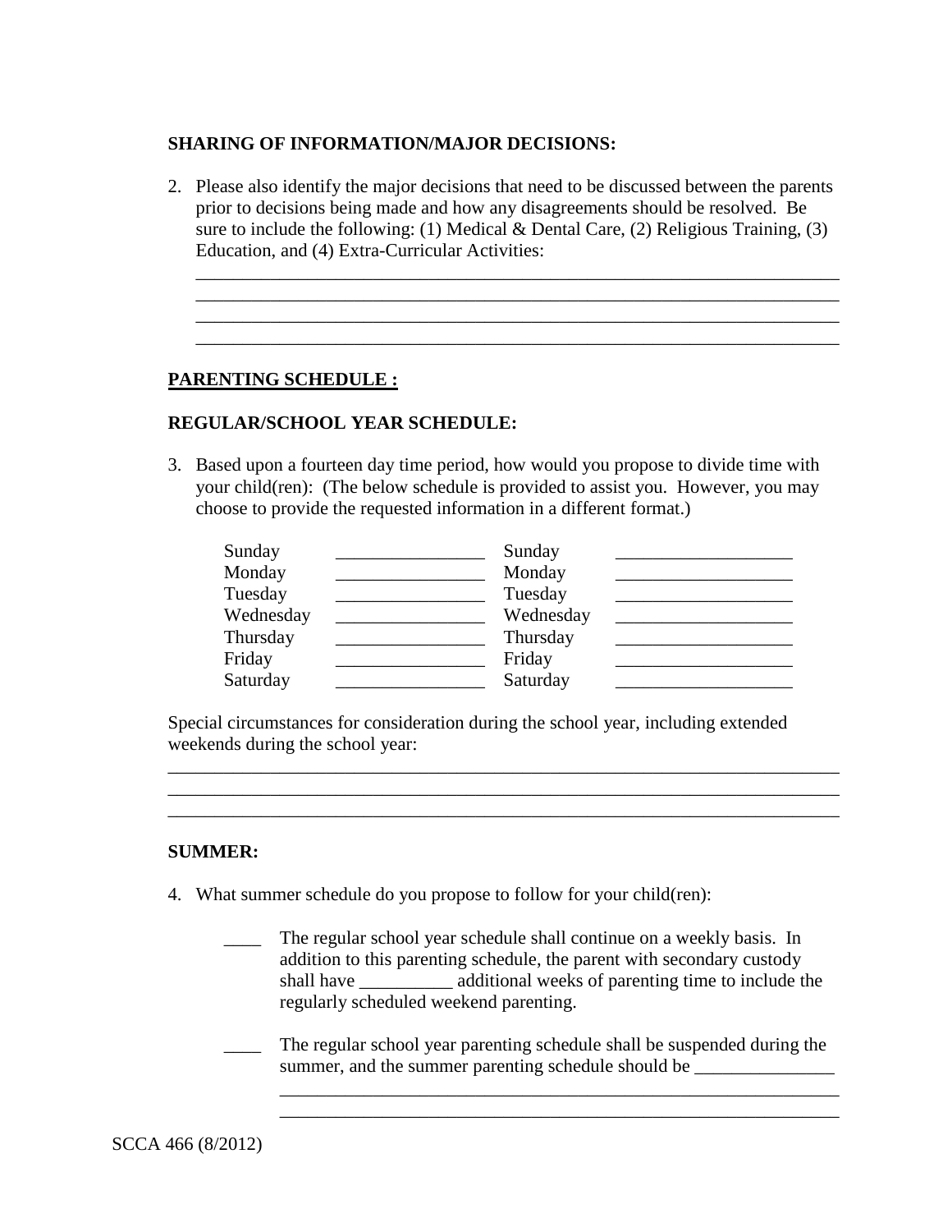**SHARING OF INFORMATION/MAJOR DECISIONS:**

2. Please also identify the major decisions that need to be discussed between the parents prior to decisions being made and how any disagreements should be resolved. Be sure to include the following: (1) Medical & Dental Care, (2) Religious Training, (3) Education, and (4) Extra-Curricular Activities:

   ______________________________________________________________________
   ______________________________________________________________________
   ______________________________________________________________________
   ______________________________________________________________________

**PARENTING SCHEDULE :**

**REGULAR/SCHOOL YEAR SCHEDULE:**

3. Based upon a fourteen day time period, how would you propose to divide time with your child(ren): (The below schedule is provided to assist you. However, you may choose to provide the requested information in a different format.)

| | | | |
|---|---|---|---|
| Sunday | ________________ | Sunday | ___________________ |
| Monday | ________________ | Monday | ___________________ |
| Tuesday | ________________ | Tuesday | ___________________ |
| Wednesday | ________________ | Wednesday | ___________________ |
| Thursday | ________________ | Thursday | ___________________ |
| Friday | ________________ | Friday | ___________________ |
| Saturday | ________________ | Saturday | ___________________ |

Special circumstances for consideration during the school year, including extended weekends during the school year:

__________________________________________________________________________
__________________________________________________________________________
__________________________________________________________________________

**SUMMER:**

4. What summer schedule do you propose to follow for your child(ren):

   ____ The regular school year schedule shall continue on a weekly basis. In addition to this parenting schedule, the parent with secondary custody shall have __________ additional weeks of parenting time to include the regularly scheduled weekend parenting.

   ____ The regular school year parenting schedule shall be suspended during the summer, and the summer parenting schedule should be _______________
   ________________________________________________________________
   ________________________________________________________________

SCCA 466 (8/2012)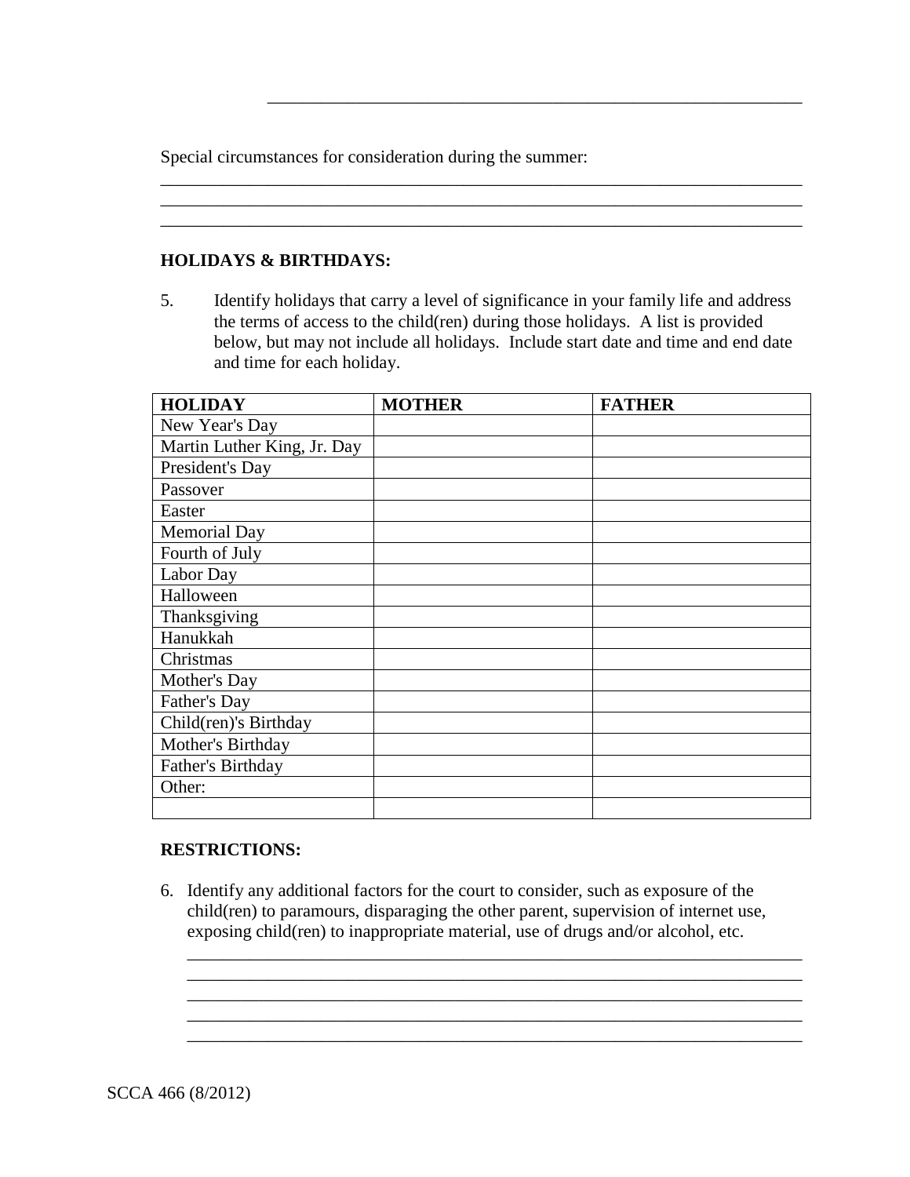\_\_\_\_\_\_\_\_\_\_\_\_\_\_\_\_\_\_\_\_\_\_\_\_\_\_\_\_\_\_\_\_\_\_\_\_\_\_\_\_\_\_\_\_\_\_\_\_\_\_\_\_\_\_\_\_\_\_\_\_

Special circumstances for consideration during the summer:

\_\_\_\_\_\_\_\_\_\_\_\_\_\_\_\_\_\_\_\_\_\_\_\_\_\_\_\_\_\_\_\_\_\_\_\_\_\_\_\_\_\_\_\_\_\_\_\_\_\_\_\_\_\_\_\_\_\_\_\_\_\_\_\_\_\_\_\_\_\_
\_\_\_\_\_\_\_\_\_\_\_\_\_\_\_\_\_\_\_\_\_\_\_\_\_\_\_\_\_\_\_\_\_\_\_\_\_\_\_\_\_\_\_\_\_\_\_\_\_\_\_\_\_\_\_\_\_\_\_\_\_\_\_\_\_\_\_\_\_\_
\_\_\_\_\_\_\_\_\_\_\_\_\_\_\_\_\_\_\_\_\_\_\_\_\_\_\_\_\_\_\_\_\_\_\_\_\_\_\_\_\_\_\_\_\_\_\_\_\_\_\_\_\_\_\_\_\_\_\_\_\_\_\_\_\_\_\_\_\_\_

**HOLIDAYS & BIRTHDAYS:**

5. Identify holidays that carry a level of significance in your family life and address the terms of access to the child(ren) during those holidays. A list is provided below, but may not include all holidays. Include start date and time and end date and time for each holiday.

| HOLIDAY | MOTHER | FATHER |
|---|---|---|
| New Year's Day | | |
| Martin Luther King, Jr. Day | | |
| President's Day | | |
| Passover | | |
| Easter | | |
| Memorial Day | | |
| Fourth of July | | |
| Labor Day | | |
| Halloween | | |
| Thanksgiving | | |
| Hanukkah | | |
| Christmas | | |
| Mother's Day | | |
| Father's Day | | |
| Child(ren)'s Birthday | | |
| Mother's Birthday | | |
| Father's Birthday | | |
| Other: | | |
| | | |

**RESTRICTIONS:**

6. Identify any additional factors for the court to consider, such as exposure of the child(ren) to paramours, disparaging the other parent, supervision of internet use, exposing child(ren) to inappropriate material, use of drugs and/or alcohol, etc.

\_\_\_\_\_\_\_\_\_\_\_\_\_\_\_\_\_\_\_\_\_\_\_\_\_\_\_\_\_\_\_\_\_\_\_\_\_\_\_\_\_\_\_\_\_\_\_\_\_\_\_\_\_\_\_\_\_\_\_\_\_\_\_\_\_\_\_\_
\_\_\_\_\_\_\_\_\_\_\_\_\_\_\_\_\_\_\_\_\_\_\_\_\_\_\_\_\_\_\_\_\_\_\_\_\_\_\_\_\_\_\_\_\_\_\_\_\_\_\_\_\_\_\_\_\_\_\_\_\_\_\_\_\_\_\_\_
\_\_\_\_\_\_\_\_\_\_\_\_\_\_\_\_\_\_\_\_\_\_\_\_\_\_\_\_\_\_\_\_\_\_\_\_\_\_\_\_\_\_\_\_\_\_\_\_\_\_\_\_\_\_\_\_\_\_\_\_\_\_\_\_\_\_\_\_
\_\_\_\_\_\_\_\_\_\_\_\_\_\_\_\_\_\_\_\_\_\_\_\_\_\_\_\_\_\_\_\_\_\_\_\_\_\_\_\_\_\_\_\_\_\_\_\_\_\_\_\_\_\_\_\_\_\_\_\_\_\_\_\_\_\_\_\_
\_\_\_\_\_\_\_\_\_\_\_\_\_\_\_\_\_\_\_\_\_\_\_\_\_\_\_\_\_\_\_\_\_\_\_\_\_\_\_\_\_\_\_\_\_\_\_\_\_\_\_\_\_\_\_\_\_\_\_\_\_\_\_\_\_\_\_\_

SCCA 466 (8/2012)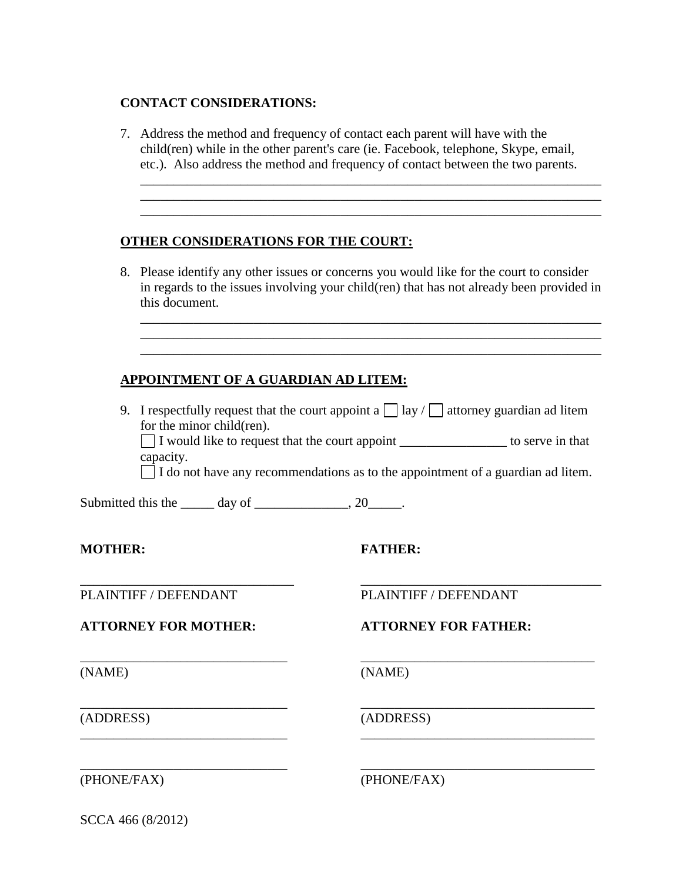**CONTACT CONSIDERATIONS:**

7. Address the method and frequency of contact each parent will have with the child(ren) while in the other parent's care (ie. Facebook, telephone, Skype, email, etc.). Also address the method and frequency of contact between the two parents.

_______________________________________________________________________
_______________________________________________________________________
_______________________________________________________________________

**OTHER CONSIDERATIONS FOR THE COURT:**

8. Please identify any other issues or concerns you would like for the court to consider in regards to the issues involving your child(ren) that has not already been provided in this document.

_______________________________________________________________________
_______________________________________________________________________
_______________________________________________________________________

**APPOINTMENT OF A GUARDIAN AD LITEM:**

9. I respectfully request that the court appoint a ☐ lay / ☐ attorney guardian ad litem for the minor child(ren).
   ☐ I would like to request that the court appoint ________________ to serve in that capacity.
   ☐ I do not have any recommendations as to the appointment of a guardian ad litem.

Submitted this the _____ day of ______________, 20_____.

**MOTHER:**

_______________________________
PLAINTIFF / DEFENDANT

**ATTORNEY FOR MOTHER:**

_______________________________
(NAME)

_______________________________
(ADDRESS)
_______________________________

_______________________________
(PHONE/FAX)

**FATHER:**

_______________________________
PLAINTIFF / DEFENDANT

**ATTORNEY FOR FATHER:**

_______________________________
(NAME)

_______________________________
(ADDRESS)
_______________________________

_______________________________
(PHONE/FAX)

SCCA 466 (8/2012)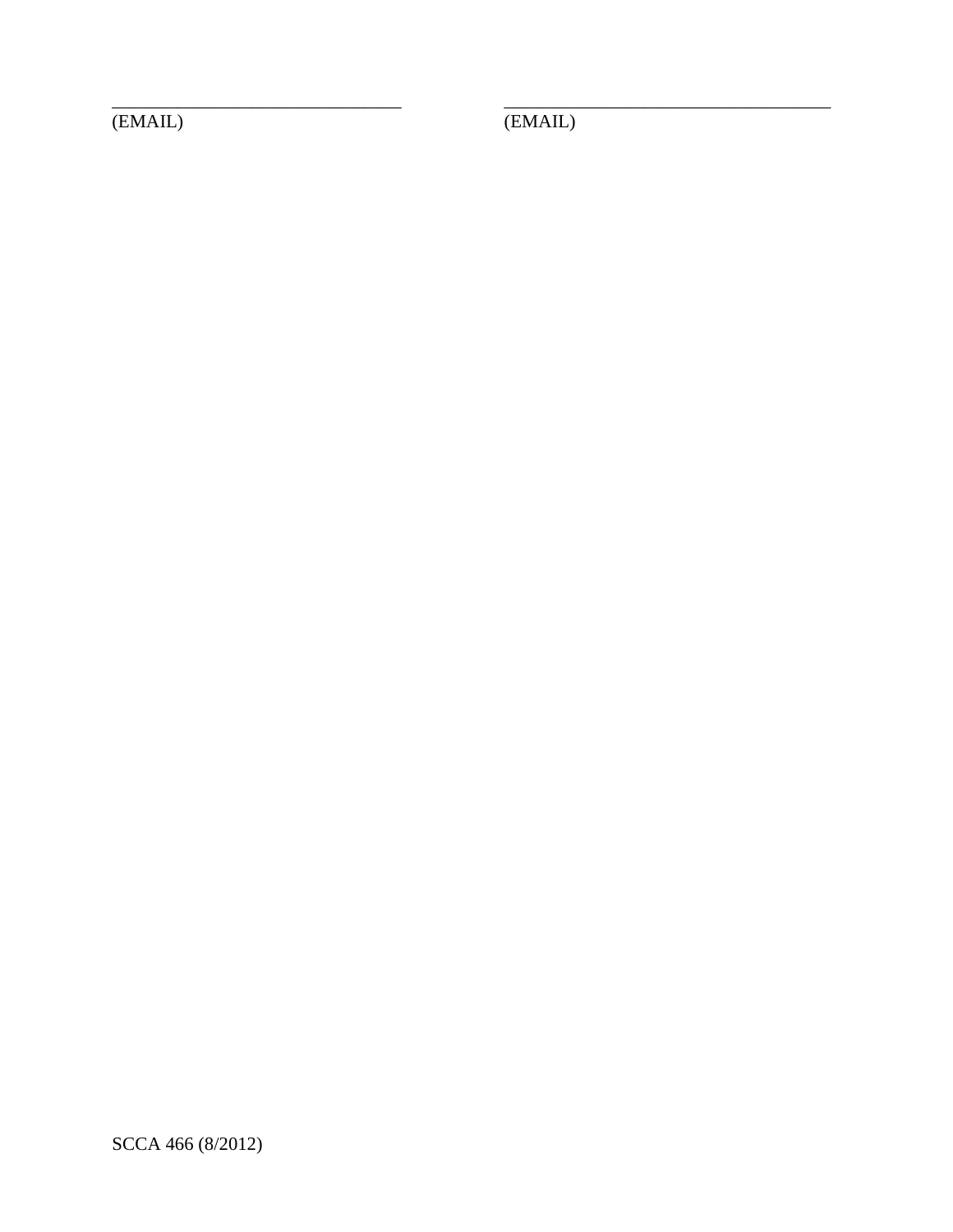_________________________________ _____________________________________
(EMAIL) (EMAIL)

SCCA 466 (8/2012)